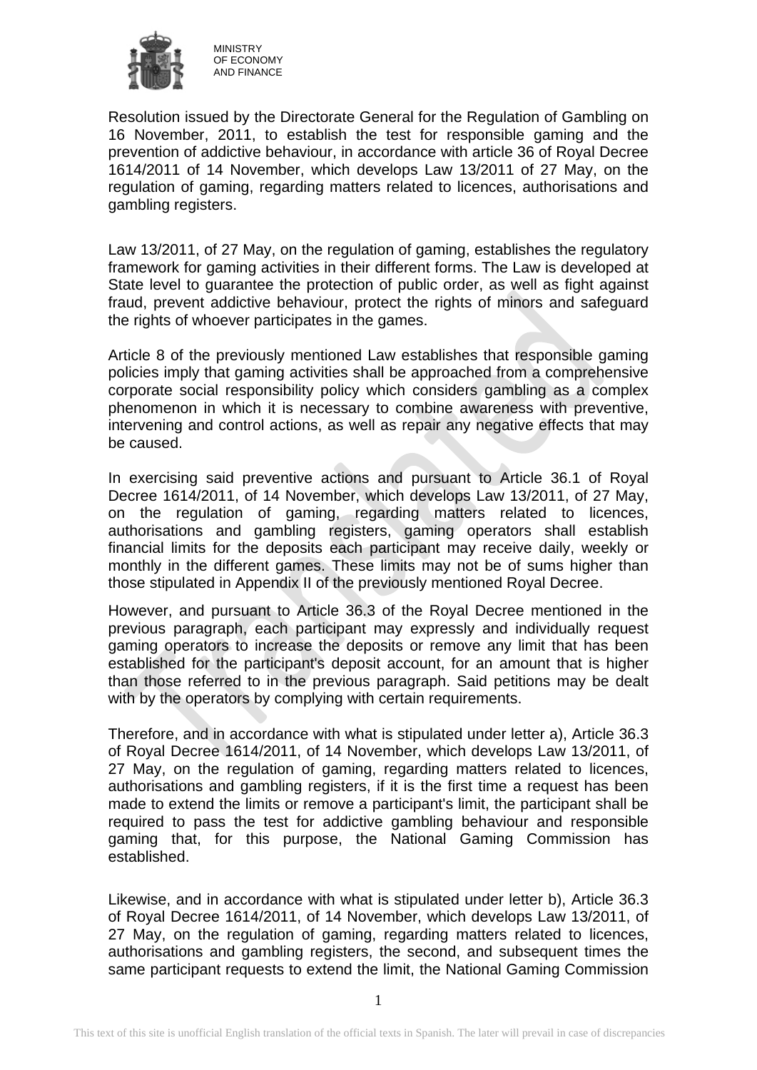MINISTRY
OF ECONOMY
AND FINANCE

Resolution issued by the Directorate General for the Regulation of Gambling on 16 November, 2011, to establish the test for responsible gaming and the prevention of addictive behaviour, in accordance with article 36 of Royal Decree 1614/2011 of 14 November, which develops Law 13/2011 of 27 May, on the regulation of gaming, regarding matters related to licences, authorisations and gambling registers.

Law 13/2011, of 27 May, on the regulation of gaming, establishes the regulatory framework for gaming activities in their different forms. The Law is developed at State level to guarantee the protection of public order, as well as fight against fraud, prevent addictive behaviour, protect the rights of minors and safeguard the rights of whoever participates in the games.

Article 8 of the previously mentioned Law establishes that responsible gaming policies imply that gaming activities shall be approached from a comprehensive corporate social responsibility policy which considers gambling as a complex phenomenon in which it is necessary to combine awareness with preventive, intervening and control actions, as well as repair any negative effects that may be caused.

In exercising said preventive actions and pursuant to Article 36.1 of Royal Decree 1614/2011, of 14 November, which develops Law 13/2011, of 27 May, on the regulation of gaming, regarding matters related to licences, authorisations and gambling registers, gaming operators shall establish financial limits for the deposits each participant may receive daily, weekly or monthly in the different games. These limits may not be of sums higher than those stipulated in Appendix II of the previously mentioned Royal Decree.

However, and pursuant to Article 36.3 of the Royal Decree mentioned in the previous paragraph, each participant may expressly and individually request gaming operators to increase the deposits or remove any limit that has been established for the participant's deposit account, for an amount that is higher than those referred to in the previous paragraph. Said petitions may be dealt with by the operators by complying with certain requirements.

Therefore, and in accordance with what is stipulated under letter a), Article 36.3 of Royal Decree 1614/2011, of 14 November, which develops Law 13/2011, of 27 May, on the regulation of gaming, regarding matters related to licences, authorisations and gambling registers, if it is the first time a request has been made to extend the limits or remove a participant's limit, the participant shall be required to pass the test for addictive gambling behaviour and responsible gaming that, for this purpose, the National Gaming Commission has established.

Likewise, and in accordance with what is stipulated under letter b), Article 36.3 of Royal Decree 1614/2011, of 14 November, which develops Law 13/2011, of 27 May, on the regulation of gaming, regarding matters related to licences, authorisations and gambling registers, the second, and subsequent times the same participant requests to extend the limit, the National Gaming Commission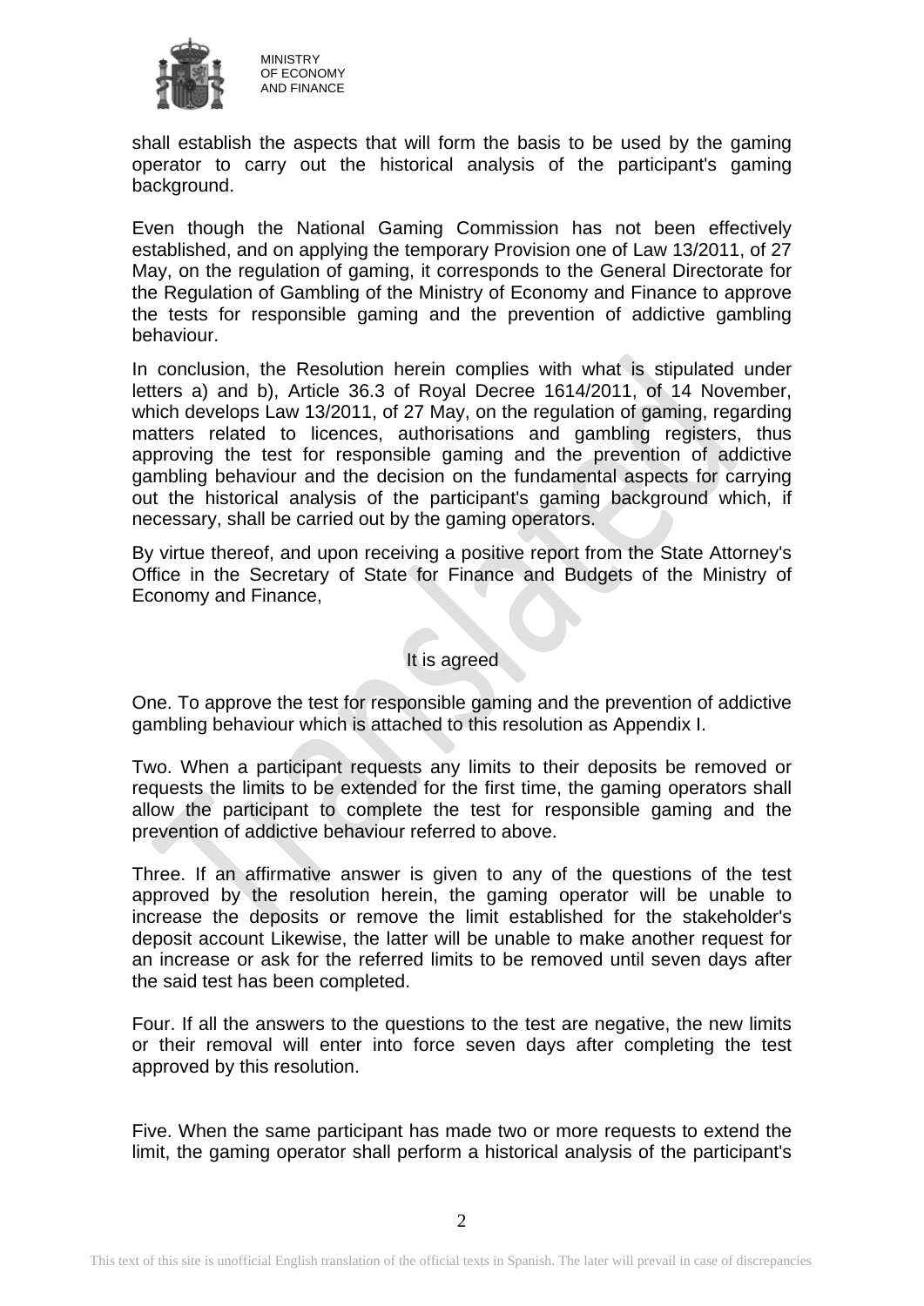shall establish the aspects that will form the basis to be used by the gaming operator to carry out the historical analysis of the participant's gaming background.

Even though the National Gaming Commission has not been effectively established, and on applying the temporary Provision one of Law 13/2011, of 27 May, on the regulation of gaming, it corresponds to the General Directorate for the Regulation of Gambling of the Ministry of Economy and Finance to approve the tests for responsible gaming and the prevention of addictive gambling behaviour.

In conclusion, the Resolution herein complies with what is stipulated under letters a) and b), Article 36.3 of Royal Decree 1614/2011, of 14 November, which develops Law 13/2011, of 27 May, on the regulation of gaming, regarding matters related to licences, authorisations and gambling registers, thus approving the test for responsible gaming and the prevention of addictive gambling behaviour and the decision on the fundamental aspects for carrying out the historical analysis of the participant's gaming background which, if necessary, shall be carried out by the gaming operators.

By virtue thereof, and upon receiving a positive report from the State Attorney's Office in the Secretary of State for Finance and Budgets of the Ministry of Economy and Finance,

It is agreed

One. To approve the test for responsible gaming and the prevention of addictive gambling behaviour which is attached to this resolution as Appendix I.

Two. When a participant requests any limits to their deposits be removed or requests the limits to be extended for the first time, the gaming operators shall allow the participant to complete the test for responsible gaming and the prevention of addictive behaviour referred to above.

Three. If an affirmative answer is given to any of the questions of the test approved by the resolution herein, the gaming operator will be unable to increase the deposits or remove the limit established for the stakeholder's deposit account Likewise, the latter will be unable to make another request for an increase or ask for the referred limits to be removed until seven days after the said test has been completed.

Four. If all the answers to the questions to the test are negative, the new limits or their removal will enter into force seven days after completing the test approved by this resolution.

Five. When the same participant has made two or more requests to extend the limit, the gaming operator shall perform a historical analysis of the participant's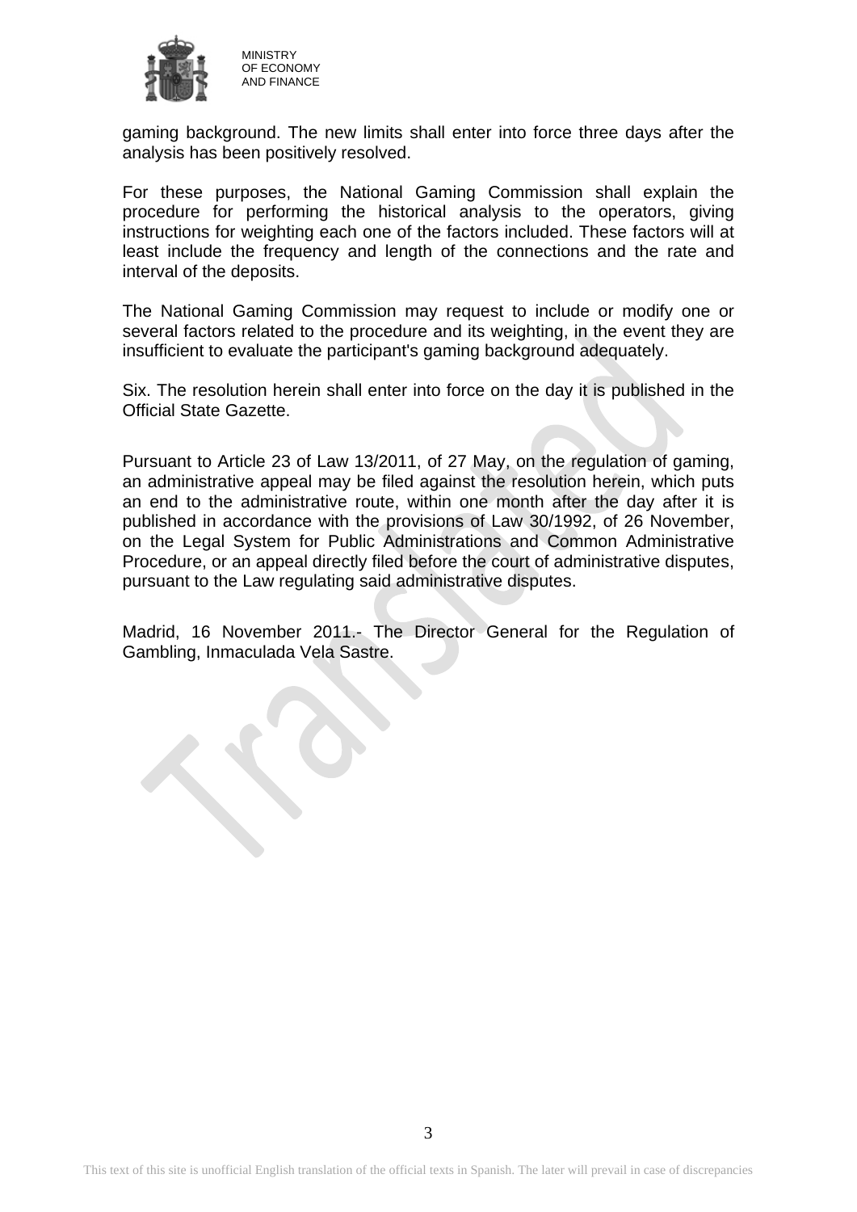gaming background. The new limits shall enter into force three days after the analysis has been positively resolved.

For these purposes, the National Gaming Commission shall explain the procedure for performing the historical analysis to the operators, giving instructions for weighting each one of the factors included. These factors will at least include the frequency and length of the connections and the rate and interval of the deposits.

The National Gaming Commission may request to include or modify one or several factors related to the procedure and its weighting, in the event they are insufficient to evaluate the participant's gaming background adequately.

Six. The resolution herein shall enter into force on the day it is published in the Official State Gazette.

Pursuant to Article 23 of Law 13/2011, of 27 May, on the regulation of gaming, an administrative appeal may be filed against the resolution herein, which puts an end to the administrative route, within one month after the day after it is published in accordance with the provisions of Law 30/1992, of 26 November, on the Legal System for Public Administrations and Common Administrative Procedure, or an appeal directly filed before the court of administrative disputes, pursuant to the Law regulating said administrative disputes.

Madrid, 16 November 2011.- The Director General for the Regulation of Gambling, Inmaculada Vela Sastre.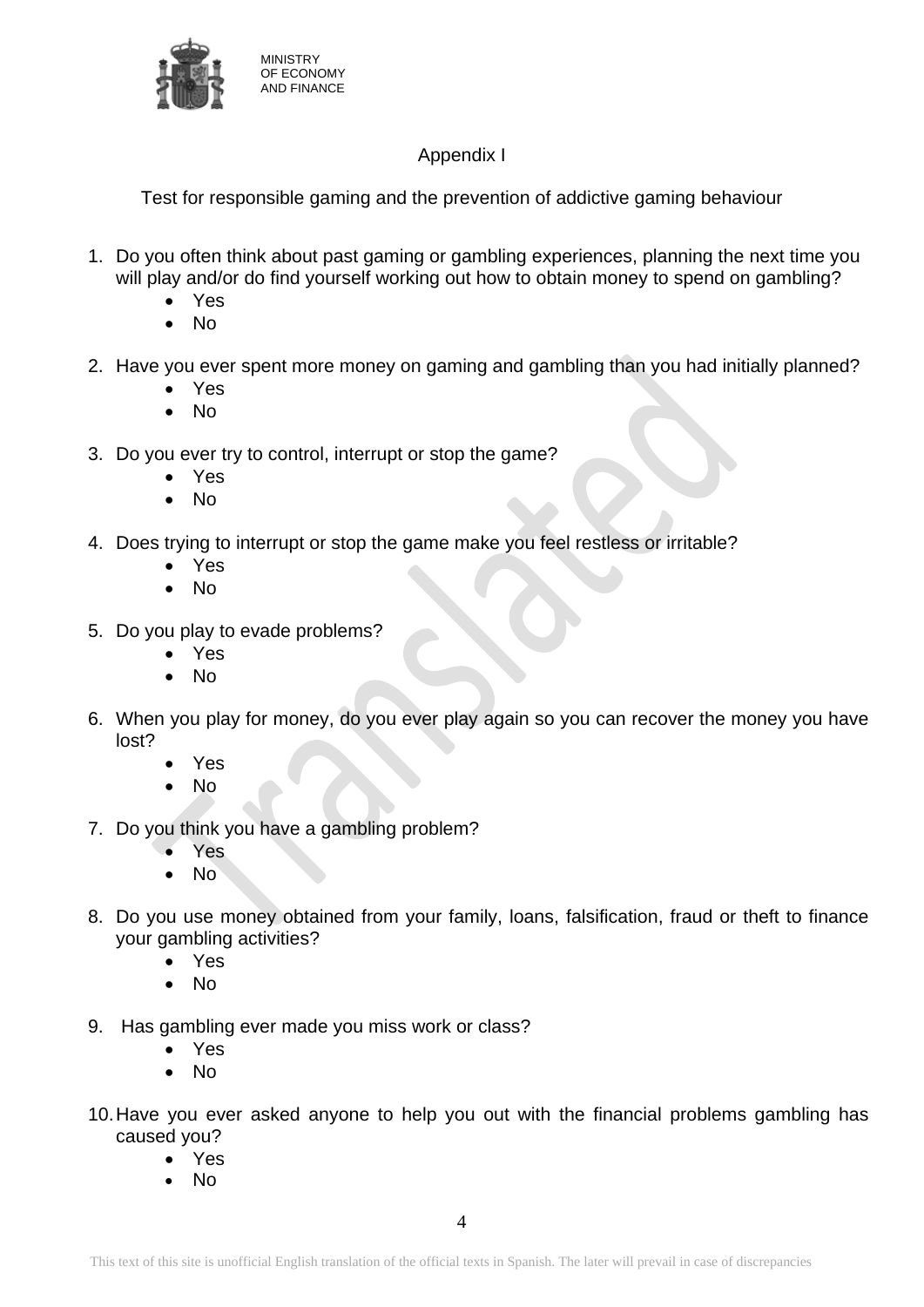MINISTRY
OF ECONOMY
AND FINANCE

Appendix I

Test for responsible gaming and the prevention of addictive gaming behaviour

1. Do you often think about past gaming or gambling experiences, planning the next time you will play and/or do find yourself working out how to obtain money to spend on gambling?
    - Yes
    - No

2. Have you ever spent more money on gaming and gambling than you had initially planned?
    - Yes
    - No

3. Do you ever try to control, interrupt or stop the game?
    - Yes
    - No

4. Does trying to interrupt or stop the game make you feel restless or irritable?
    - Yes
    - No

5. Do you play to evade problems?
    - Yes
    - No

6. When you play for money, do you ever play again so you can recover the money you have lost?
    - Yes
    - No

7. Do you think you have a gambling problem?
    - Yes
    - No

8. Do you use money obtained from your family, loans, falsification, fraud or theft to finance your gambling activities?
    - Yes
    - No

9. Has gambling ever made you miss work or class?
    - Yes
    - No

10. Have you ever asked anyone to help you out with the financial problems gambling has caused you?
    - Yes
    - No

This text of this site is unofficial English translation of the official texts in Spanish. The later will prevail in case of discrepancies